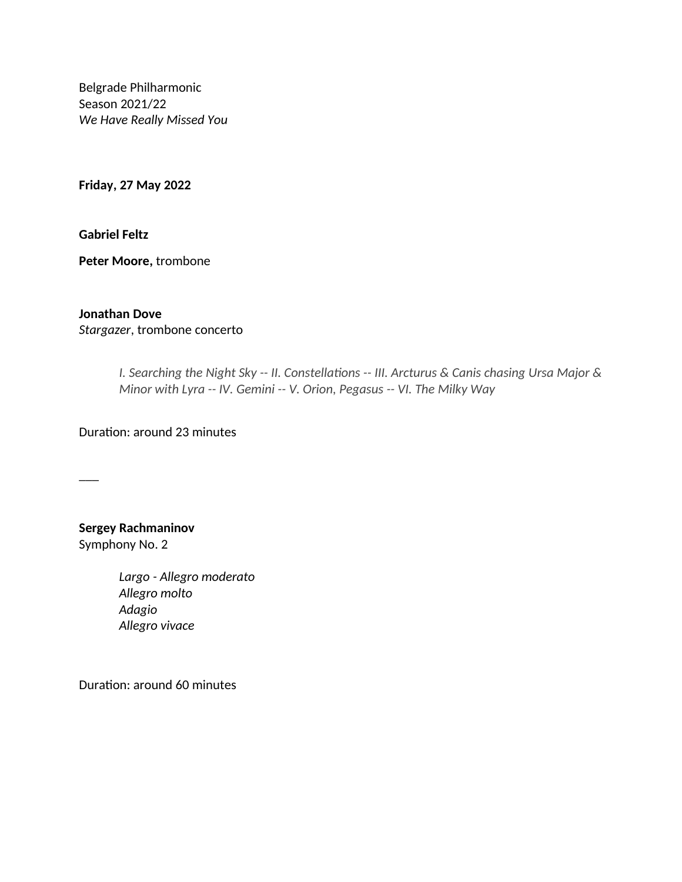Belgrade Philharmonic
Season 2021/22
*We Have Really Missed You*

**Friday, 27 May 2022**

**Gabriel Feltz**

**Peter Moore,** trombone

**Jonathan Dove**
*Stargazer*, trombone concerto

> *I. Searching the Night Sky -- II. Constellations -- III. Arcturus & Canis chasing Ursa Major & Minor with Lyra -- IV. Gemini -- V. Orion, Pegasus -- VI. The Milky Way*

Duration: around 23 minutes

---

**Sergey Rachmaninov**
Symphony No. 2

> *Largo - Allegro moderato*
> *Allegro molto*
> *Adagio*
> *Allegro vivace*

Duration: around 60 minutes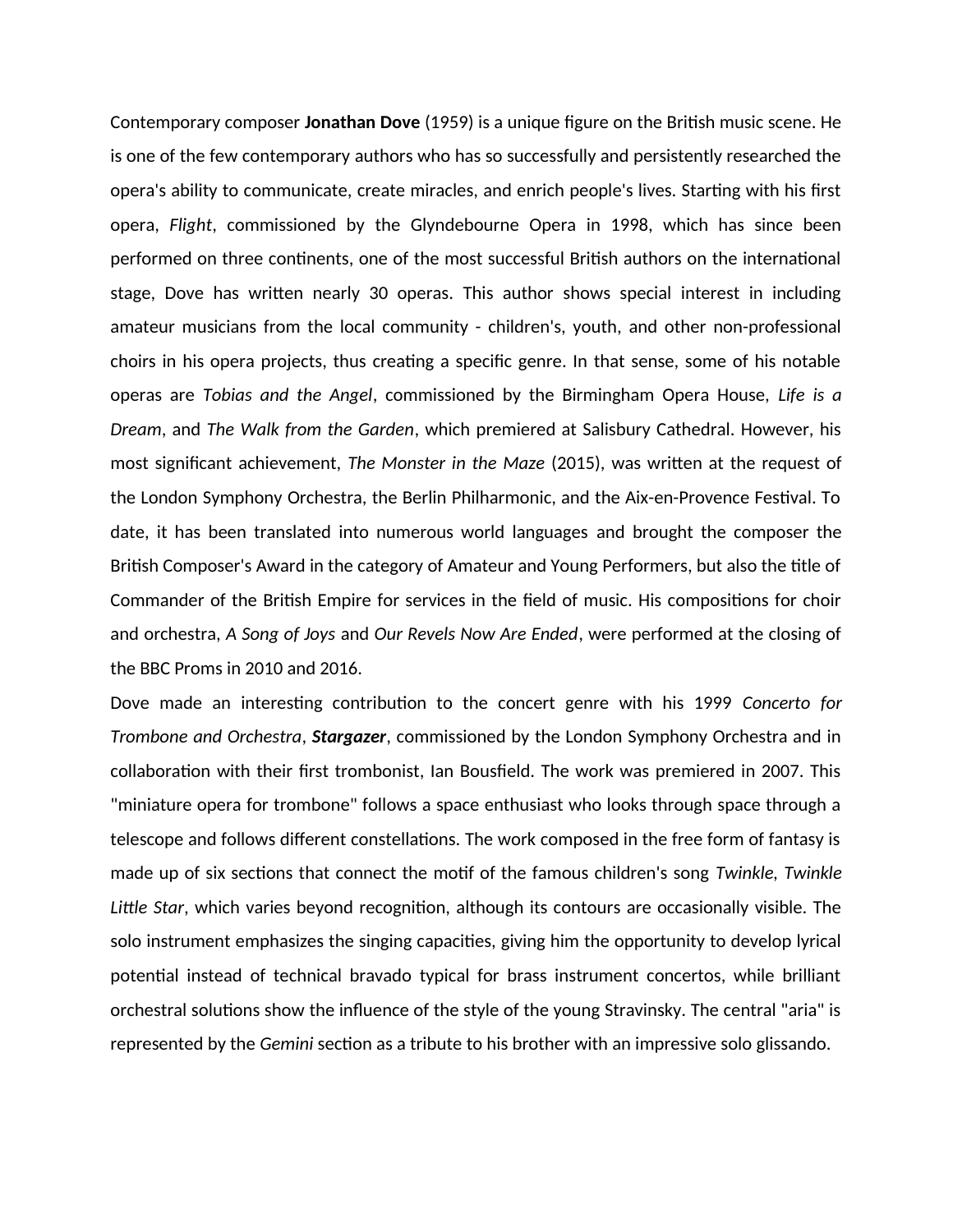Contemporary composer **Jonathan Dove** (1959) is a unique figure on the British music scene. He is one of the few contemporary authors who has so successfully and persistently researched the opera's ability to communicate, create miracles, and enrich people's lives. Starting with his first opera, *Flight*, commissioned by the Glyndebourne Opera in 1998, which has since been performed on three continents, one of the most successful British authors on the international stage, Dove has written nearly 30 operas. This author shows special interest in including amateur musicians from the local community - children's, youth, and other non-professional choirs in his opera projects, thus creating a specific genre. In that sense, some of his notable operas are *Tobias and the Angel*, commissioned by the Birmingham Opera House, *Life is a Dream*, and *The Walk from the Garden*, which premiered at Salisbury Cathedral. However, his most significant achievement, *The Monster in the Maze* (2015), was written at the request of the London Symphony Orchestra, the Berlin Philharmonic, and the Aix-en-Provence Festival. To date, it has been translated into numerous world languages and brought the composer the British Composer's Award in the category of Amateur and Young Performers, but also the title of Commander of the British Empire for services in the field of music. His compositions for choir and orchestra, *A Song of Joys* and *Our Revels Now Are Ended*, were performed at the closing of the BBC Proms in 2010 and 2016.

Dove made an interesting contribution to the concert genre with his 1999 *Concerto for Trombone and Orchestra*, ***Stargazer***, commissioned by the London Symphony Orchestra and in collaboration with their first trombonist, Ian Bousfield. The work was premiered in 2007. This "miniature opera for trombone" follows a space enthusiast who looks through space through a telescope and follows different constellations. The work composed in the free form of fantasy is made up of six sections that connect the motif of the famous children's song *Twinkle, Twinkle Little Star*, which varies beyond recognition, although its contours are occasionally visible. The solo instrument emphasizes the singing capacities, giving him the opportunity to develop lyrical potential instead of technical bravado typical for brass instrument concertos, while brilliant orchestral solutions show the influence of the style of the young Stravinsky. The central "aria" is represented by the *Gemini* section as a tribute to his brother with an impressive solo glissando.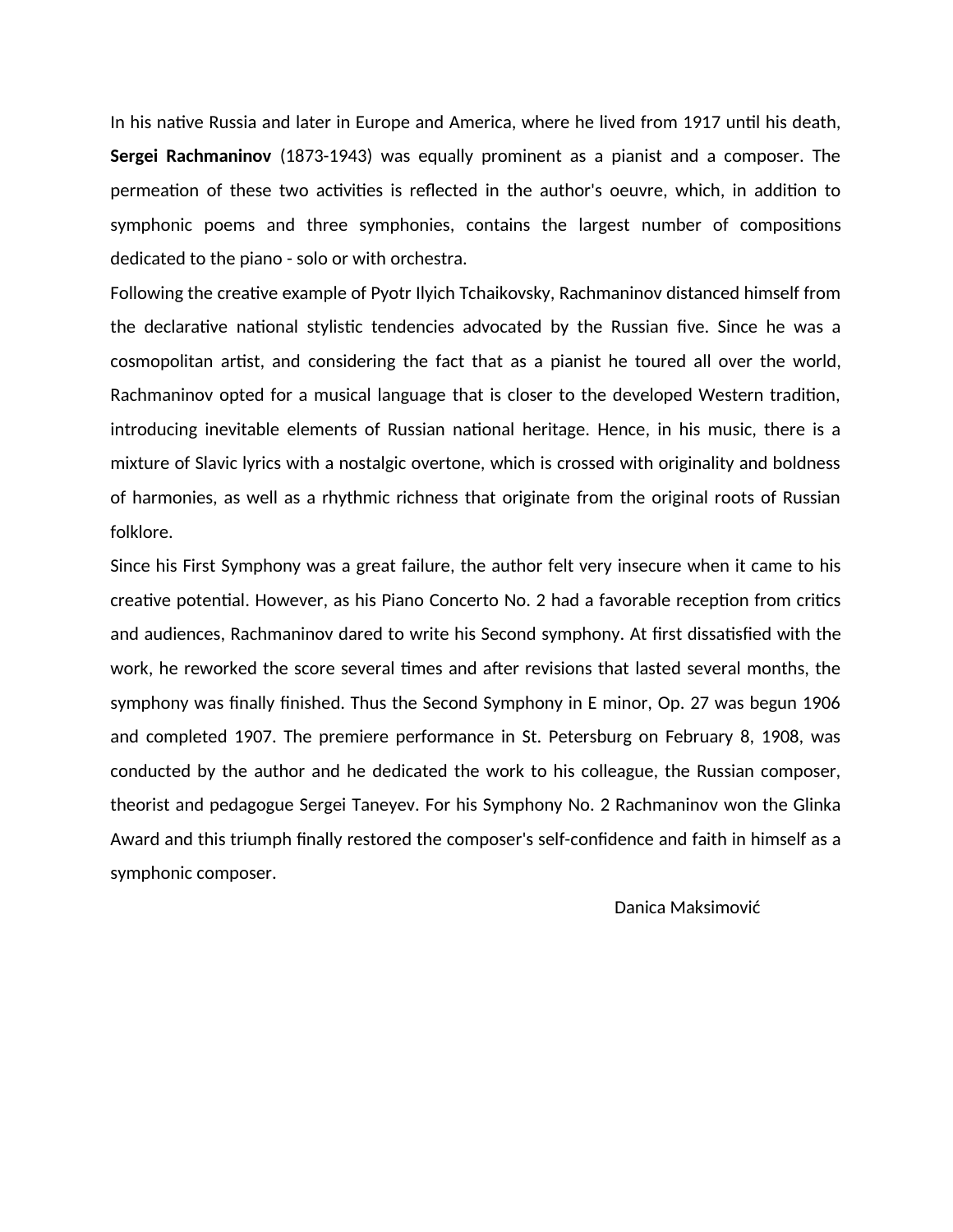In his native Russia and later in Europe and America, where he lived from 1917 until his death, **Sergei Rachmaninov** (1873-1943) was equally prominent as a pianist and a composer. The permeation of these two activities is reflected in the author's oeuvre, which, in addition to symphonic poems and three symphonies, contains the largest number of compositions dedicated to the piano - solo or with orchestra.

Following the creative example of Pyotr Ilyich Tchaikovsky, Rachmaninov distanced himself from the declarative national stylistic tendencies advocated by the Russian five. Since he was a cosmopolitan artist, and considering the fact that as a pianist he toured all over the world, Rachmaninov opted for a musical language that is closer to the developed Western tradition, introducing inevitable elements of Russian national heritage. Hence, in his music, there is a mixture of Slavic lyrics with a nostalgic overtone, which is crossed with originality and boldness of harmonies, as well as a rhythmic richness that originate from the original roots of Russian folklore.

Since his First Symphony was a great failure, the author felt very insecure when it came to his creative potential. However, as his Piano Concerto No. 2 had a favorable reception from critics and audiences, Rachmaninov dared to write his Second symphony. At first dissatisfied with the work, he reworked the score several times and after revisions that lasted several months, the symphony was finally finished. Thus the Second Symphony in E minor, Op. 27 was begun 1906 and completed 1907. The premiere performance in St. Petersburg on February 8, 1908, was conducted by the author and he dedicated the work to his colleague, the Russian composer, theorist and pedagogue Sergei Taneyev. For his Symphony No. 2 Rachmaninov won the Glinka Award and this triumph finally restored the composer's self-confidence and faith in himself as a symphonic composer.

Danica Maksimović